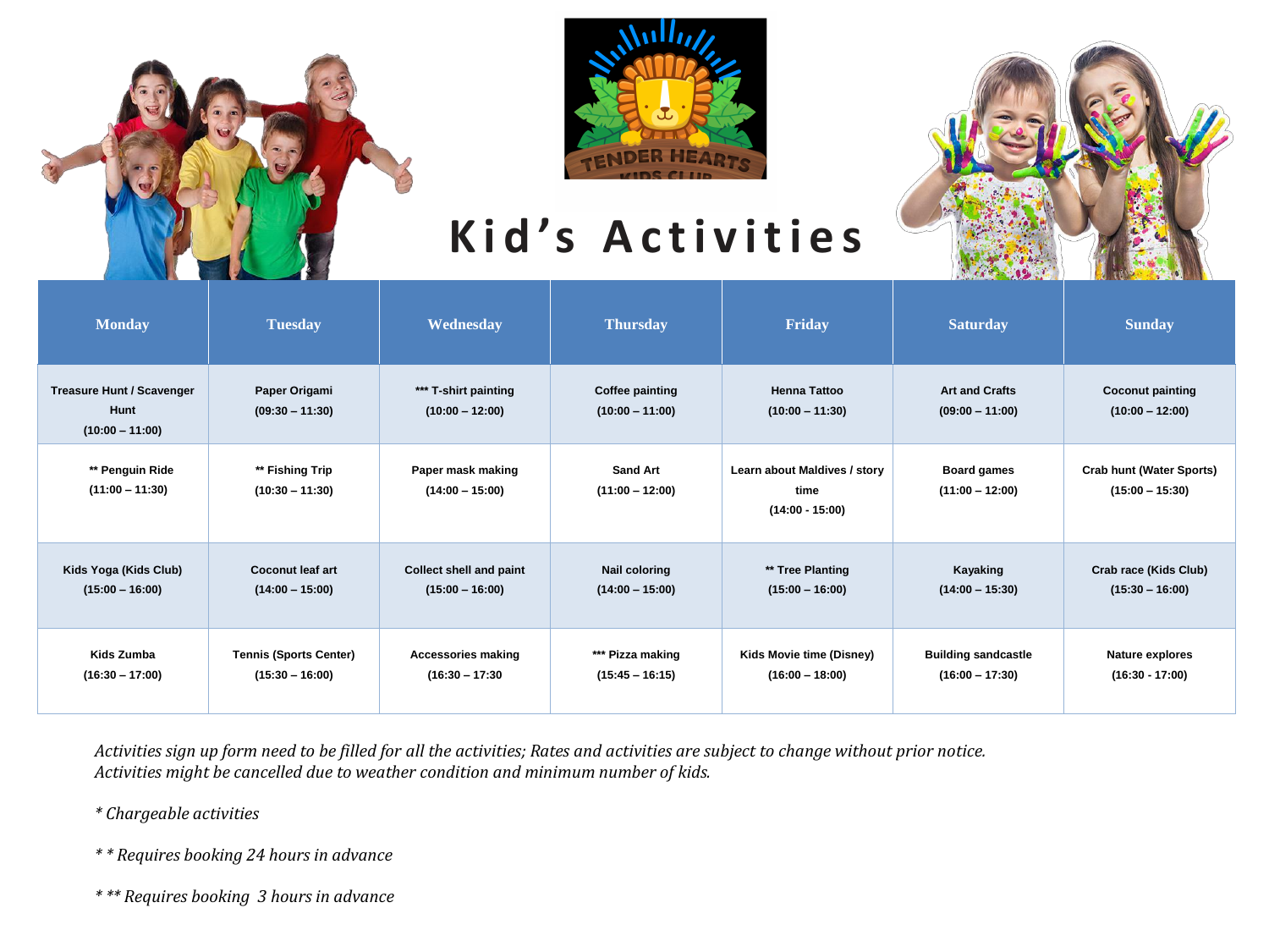# Kid's Activities

| Monday | Tuesday | Wednesday | Thursday | Friday | Saturday | Sunday |
|---|---|---|---|---|---|---|
| Treasure Hunt / Scavenger Hunt (10:00 – 11:00) | Paper Origami (09:30 – 11:30) | *** T-shirt painting (10:00 – 12:00) | Coffee painting (10:00 – 11:00) | Henna Tattoo (10:00 – 11:30) | Art and Crafts (09:00 – 11:00) | Coconut painting (10:00 – 12:00) |
| ** Penguin Ride (11:00 – 11:30) | ** Fishing Trip (10:30 – 11:30) | Paper mask making (14:00 – 15:00) | Sand Art (11:00 – 12:00) | Learn about Maldives / story time (14:00 - 15:00) | Board games (11:00 – 12:00) | Crab hunt (Water Sports) (15:00 – 15:30) |
| Kids Yoga (Kids Club) (15:00 – 16:00) | Coconut leaf art (14:00 – 15:00) | Collect shell and paint (15:00 – 16:00) | Nail coloring (14:00 – 15:00) | ** Tree Planting (15:00 – 16:00) | Kayaking (14:00 – 15:30) | Crab race (Kids Club) (15:30 – 16:00) |
| Kids Zumba (16:30 – 17:00) | Tennis (Sports Center) (15:30 – 16:00) | Accessories making (16:30 – 17:30 | *** Pizza making (15:45 – 16:15) | Kids Movie time (Disney) (16:00 – 18:00) | Building sandcastle (16:00 – 17:30) | Nature explores (16:30 - 17:00) |

*Activities sign up form need to be filled for all the activities; Rates and activities are subject to change without prior notice.*
*Activities might be cancelled due to weather condition and minimum number of kids.*

*\* Chargeable activities*

*\* \* Requires booking 24 hours in advance*

*\* \*\* Requires booking 3 hours in advance*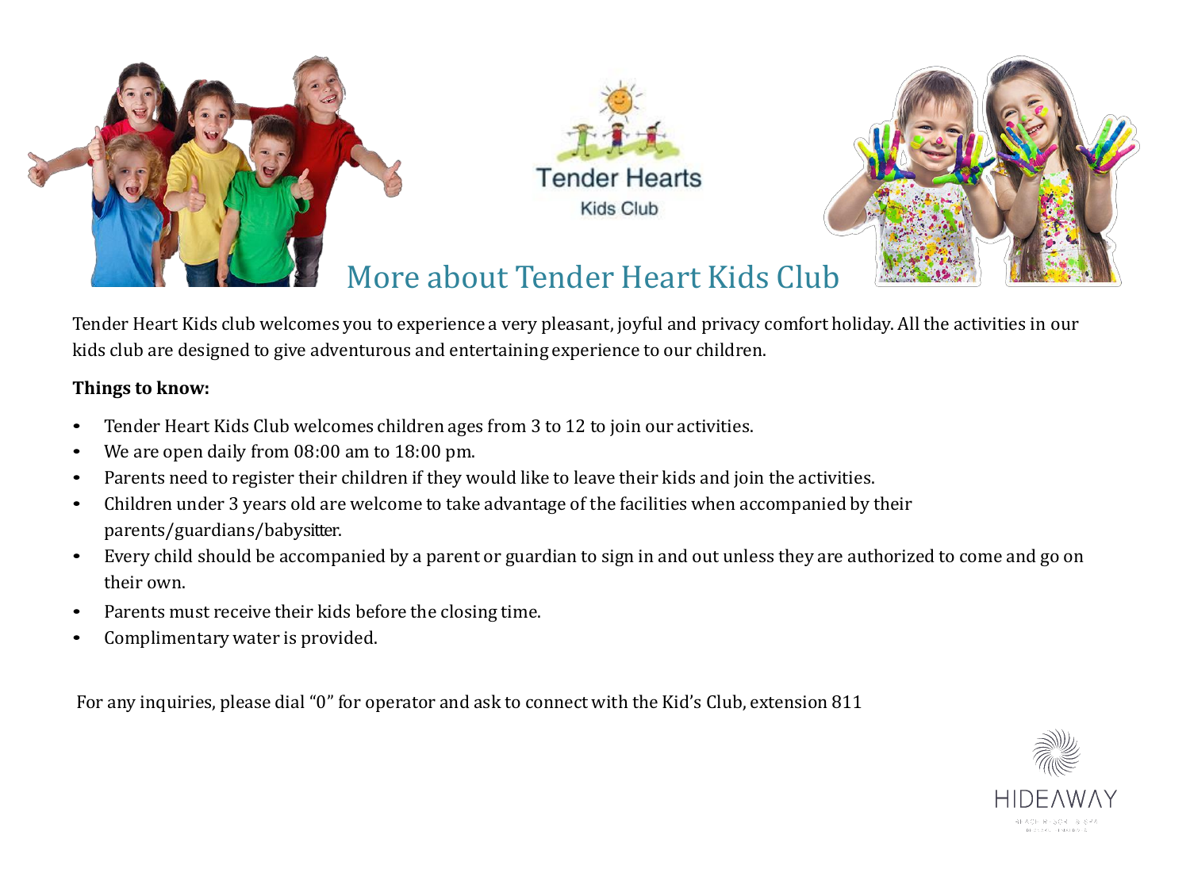Tender Hearts

Kids Club

# More about Tender Heart Kids Club

Tender Heart Kids club welcomes you to experience a very pleasant, joyful and privacy comfort holiday. All the activities in our kids club are designed to give adventurous and entertaining experience to our children.

**Things to know:**

- Tender Heart Kids Club welcomes children ages from 3 to 12 to join our activities.
- We are open daily from 08:00 am to 18:00 pm.
- Parents need to register their children if they would like to leave their kids and join the activities.
- Children under 3 years old are welcome to take advantage of the facilities when accompanied by their parents/guardians/babysitter.
- Every child should be accompanied by a parent or guardian to sign in and out unless they are authorized to come and go on their own.
- Parents must receive their kids before the closing time.
- Complimentary water is provided.

For any inquiries, please dial "0" for operator and ask to connect with the Kid's Club, extension 811

HIDEAWAY